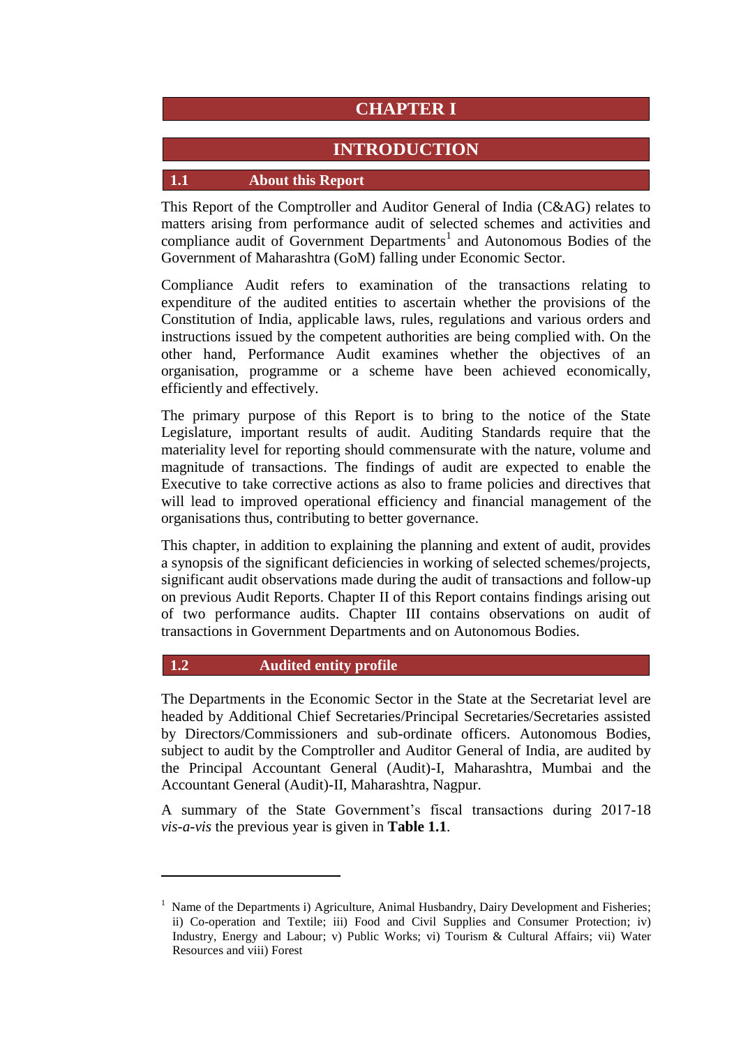# CHAPTER I

# INTRODUCTION

## 1.1 About this Report

This Report of the Comptroller and Auditor General of India (C&AG) relates to matters arising from performance audit of selected schemes and activities and compliance audit of Government Departments[1] and Autonomous Bodies of the Government of Maharashtra (GoM) falling under Economic Sector.

Compliance Audit refers to examination of the transactions relating to expenditure of the audited entities to ascertain whether the provisions of the Constitution of India, applicable laws, rules, regulations and various orders and instructions issued by the competent authorities are being complied with. On the other hand, Performance Audit examines whether the objectives of an organisation, programme or a scheme have been achieved economically, efficiently and effectively.

The primary purpose of this Report is to bring to the notice of the State Legislature, important results of audit. Auditing Standards require that the materiality level for reporting should commensurate with the nature, volume and magnitude of transactions. The findings of audit are expected to enable the Executive to take corrective actions as also to frame policies and directives that will lead to improved operational efficiency and financial management of the organisations thus, contributing to better governance.

This chapter, in addition to explaining the planning and extent of audit, provides a synopsis of the significant deficiencies in working of selected schemes/projects, significant audit observations made during the audit of transactions and follow-up on previous Audit Reports. Chapter II of this Report contains findings arising out of two performance audits. Chapter III contains observations on audit of transactions in Government Departments and on Autonomous Bodies.

## 1.2 Audited entity profile

The Departments in the Economic Sector in the State at the Secretariat level are headed by Additional Chief Secretaries/Principal Secretaries/Secretaries assisted by Directors/Commissioners and sub-ordinate officers. Autonomous Bodies, subject to audit by the Comptroller and Auditor General of India, are audited by the Principal Accountant General (Audit)-I, Maharashtra, Mumbai and the Accountant General (Audit)-II, Maharashtra, Nagpur.

A summary of the State Government's fiscal transactions during 2017-18 *vis-a-vis* the previous year is given in **Table 1.1**.

---

[1] Name of the Departments i) Agriculture, Animal Husbandry, Dairy Development and Fisheries; ii) Co-operation and Textile; iii) Food and Civil Supplies and Consumer Protection; iv) Industry, Energy and Labour; v) Public Works; vi) Tourism & Cultural Affairs; vii) Water Resources and viii) Forest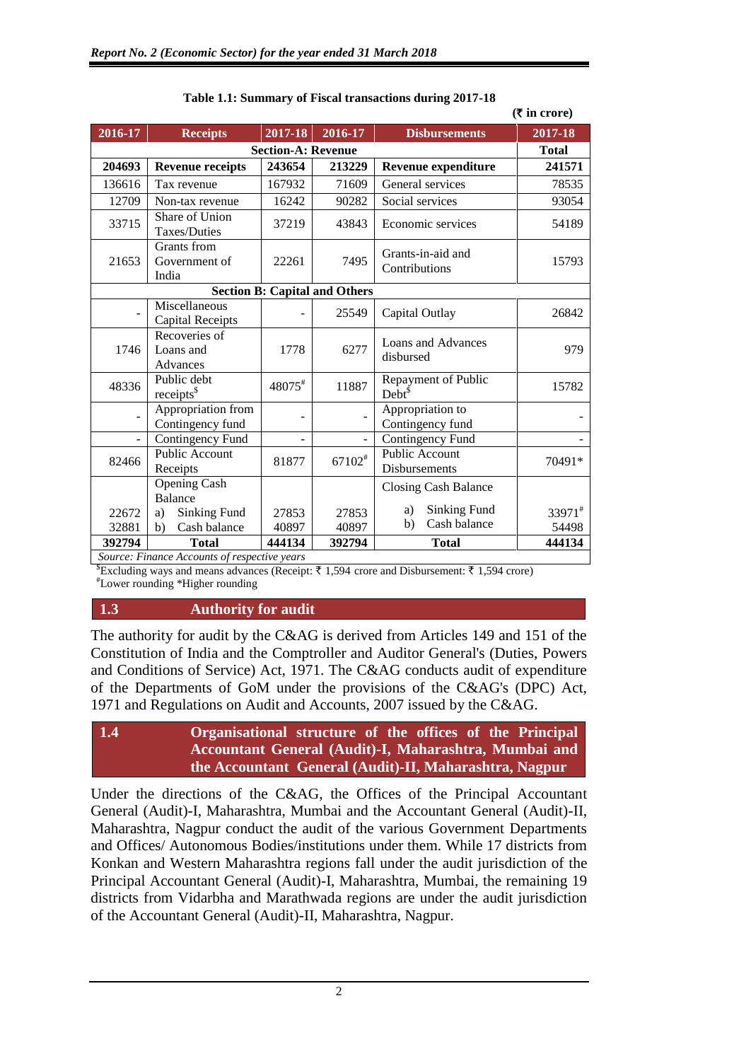**Table 1.1: Summary of Fiscal transactions during 2017-18**

(₹ in crore)

| 2016-17 | Receipts | 2017-18 | 2016-17 | Disbursements | 2017-18 |
|---|---|---|---|---|---|
| | **Section-A: Revenue** | | | | **Total** |
| **204693** | **Revenue receipts** | **243654** | **213229** | **Revenue expenditure** | **241571** |
| 136616 | Tax revenue | 167932 | 71609 | General services | 78535 |
| 12709 | Non-tax revenue | 16242 | 90282 | Social services | 93054 |
| 33715 | Share of Union Taxes/Duties | 37219 | 43843 | Economic services | 54189 |
| 21653 | Grants from Government of India | 22261 | 7495 | Grants-in-aid and Contributions | 15793 |
| | **Section B: Capital and Others** | | | | |
| - | Miscellaneous Capital Receipts | - | 25549 | Capital Outlay | 26842 |
| 1746 | Recoveries of Loans and Advances | 1778 | 6277 | Loans and Advances disbursed | 979 |
| 48336 | Public debt receipts[$] | 48075[#] | 11887 | Repayment of Public Debt[$] | 15782 |
| - | Appropriation from Contingency fund | - | - | Appropriation to Contingency fund | - |
| - | Contingency Fund | - | - | Contingency Fund | - |
| 82466 | Public Account Receipts | 81877 | 67102[#] | Public Account Disbursements | 70491* |
| | Opening Cash Balance | | | Closing Cash Balance | |
| 22672 | a) Sinking Fund | 27853 | 27853 | a) Sinking Fund | 33971[#] |
| 32881 | b) Cash balance | 40897 | 40897 | b) Cash balance | 54498 |
| **392794** | **Total** | **444134** | **392794** | **Total** | **444134** |

*Source: Finance Accounts of respective years*

[$]Excluding ways and means advances (Receipt: ₹ 1,594 crore and Disbursement: ₹ 1,594 crore)

[#]Lower rounding *Higher rounding

## 1.3 Authority for audit

The authority for audit by the C&AG is derived from Articles 149 and 151 of the Constitution of India and the Comptroller and Auditor General's (Duties, Powers and Conditions of Service) Act, 1971. The C&AG conducts audit of expenditure of the Departments of GoM under the provisions of the C&AG's (DPC) Act, 1971 and Regulations on Audit and Accounts, 2007 issued by the C&AG.

## 1.4 Organisational structure of the offices of the Principal Accountant General (Audit)-I, Maharashtra, Mumbai and the Accountant General (Audit)-II, Maharashtra, Nagpur

Under the directions of the C&AG, the Offices of the Principal Accountant General (Audit)-I, Maharashtra, Mumbai and the Accountant General (Audit)-II, Maharashtra, Nagpur conduct the audit of the various Government Departments and Offices/ Autonomous Bodies/institutions under them. While 17 districts from Konkan and Western Maharashtra regions fall under the audit jurisdiction of the Principal Accountant General (Audit)-I, Maharashtra, Mumbai, the remaining 19 districts from Vidarbha and Marathwada regions are under the audit jurisdiction of the Accountant General (Audit)-II, Maharashtra, Nagpur.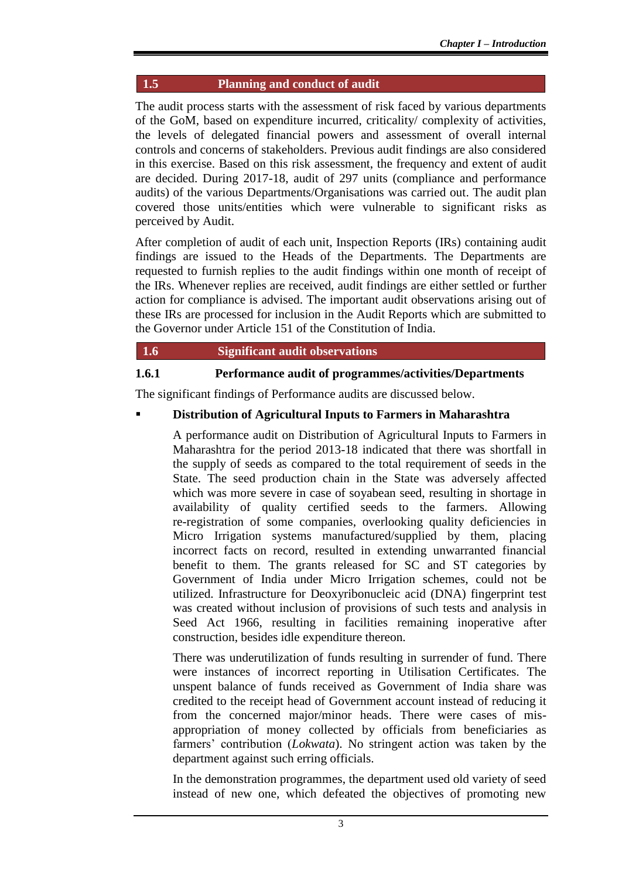## 1.5 Planning and conduct of audit

The audit process starts with the assessment of risk faced by various departments of the GoM, based on expenditure incurred, criticality/ complexity of activities, the levels of delegated financial powers and assessment of overall internal controls and concerns of stakeholders. Previous audit findings are also considered in this exercise. Based on this risk assessment, the frequency and extent of audit are decided. During 2017-18, audit of 297 units (compliance and performance audits) of the various Departments/Organisations was carried out. The audit plan covered those units/entities which were vulnerable to significant risks as perceived by Audit.

After completion of audit of each unit, Inspection Reports (IRs) containing audit findings are issued to the Heads of the Departments. The Departments are requested to furnish replies to the audit findings within one month of receipt of the IRs. Whenever replies are received, audit findings are either settled or further action for compliance is advised. The important audit observations arising out of these IRs are processed for inclusion in the Audit Reports which are submitted to the Governor under Article 151 of the Constitution of India.

## 1.6 Significant audit observations

### 1.6.1 Performance audit of programmes/activities/Departments

The significant findings of Performance audits are discussed below.

- **Distribution of Agricultural Inputs to Farmers in Maharashtra**

  A performance audit on Distribution of Agricultural Inputs to Farmers in Maharashtra for the period 2013-18 indicated that there was shortfall in the supply of seeds as compared to the total requirement of seeds in the State. The seed production chain in the State was adversely affected which was more severe in case of soyabean seed, resulting in shortage in availability of quality certified seeds to the farmers. Allowing re-registration of some companies, overlooking quality deficiencies in Micro Irrigation systems manufactured/supplied by them, placing incorrect facts on record, resulted in extending unwarranted financial benefit to them. The grants released for SC and ST categories by Government of India under Micro Irrigation schemes, could not be utilized. Infrastructure for Deoxyribonucleic acid (DNA) fingerprint test was created without inclusion of provisions of such tests and analysis in Seed Act 1966, resulting in facilities remaining inoperative after construction, besides idle expenditure thereon.

  There was underutilization of funds resulting in surrender of fund. There were instances of incorrect reporting in Utilisation Certificates. The unspent balance of funds received as Government of India share was credited to the receipt head of Government account instead of reducing it from the concerned major/minor heads. There were cases of mis-appropriation of money collected by officials from beneficiaries as farmers' contribution (*Lokwata*). No stringent action was taken by the department against such erring officials.

  In the demonstration programmes, the department used old variety of seed instead of new one, which defeated the objectives of promoting new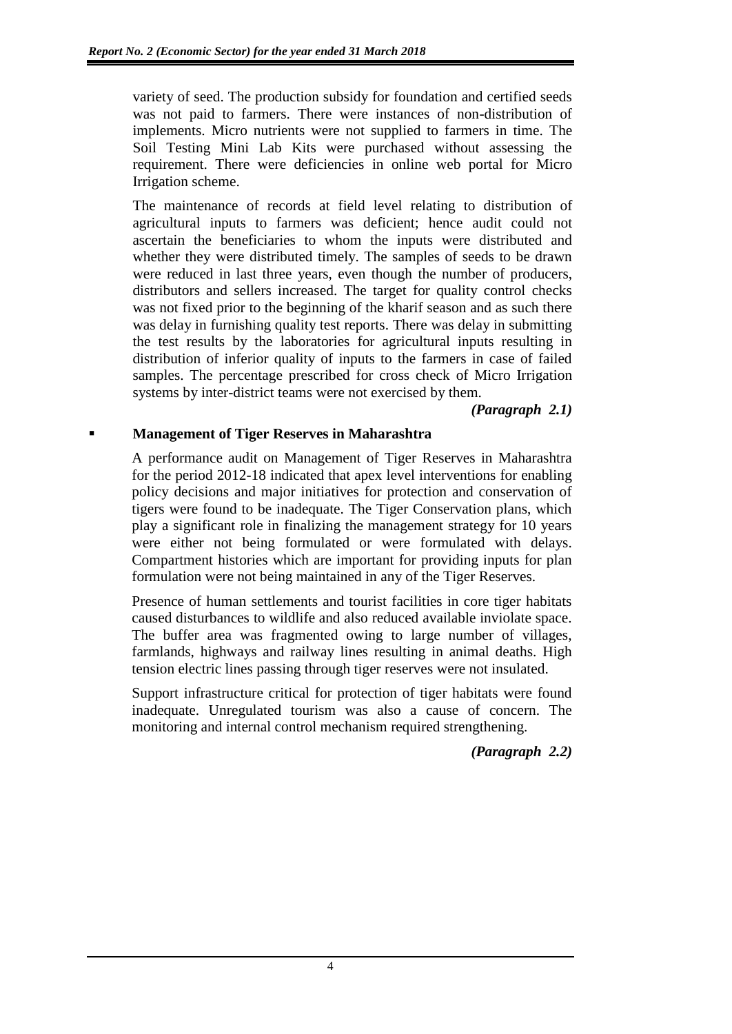variety of seed. The production subsidy for foundation and certified seeds was not paid to farmers. There were instances of non-distribution of implements. Micro nutrients were not supplied to farmers in time. The Soil Testing Mini Lab Kits were purchased without assessing the requirement. There were deficiencies in online web portal for Micro Irrigation scheme.

The maintenance of records at field level relating to distribution of agricultural inputs to farmers was deficient; hence audit could not ascertain the beneficiaries to whom the inputs were distributed and whether they were distributed timely. The samples of seeds to be drawn were reduced in last three years, even though the number of producers, distributors and sellers increased. The target for quality control checks was not fixed prior to the beginning of the kharif season and as such there was delay in furnishing quality test reports. There was delay in submitting the test results by the laboratories for agricultural inputs resulting in distribution of inferior quality of inputs to the farmers in case of failed samples. The percentage prescribed for cross check of Micro Irrigation systems by inter-district teams were not exercised by them.

*(Paragraph 2.1)*

- **Management of Tiger Reserves in Maharashtra**

  A performance audit on Management of Tiger Reserves in Maharashtra for the period 2012-18 indicated that apex level interventions for enabling policy decisions and major initiatives for protection and conservation of tigers were found to be inadequate. The Tiger Conservation plans, which play a significant role in finalizing the management strategy for 10 years were either not being formulated or were formulated with delays. Compartment histories which are important for providing inputs for plan formulation were not being maintained in any of the Tiger Reserves.

  Presence of human settlements and tourist facilities in core tiger habitats caused disturbances to wildlife and also reduced available inviolate space. The buffer area was fragmented owing to large number of villages, farmlands, highways and railway lines resulting in animal deaths. High tension electric lines passing through tiger reserves were not insulated.

  Support infrastructure critical for protection of tiger habitats were found inadequate. Unregulated tourism was also a cause of concern. The monitoring and internal control mechanism required strengthening.

  *(Paragraph 2.2)*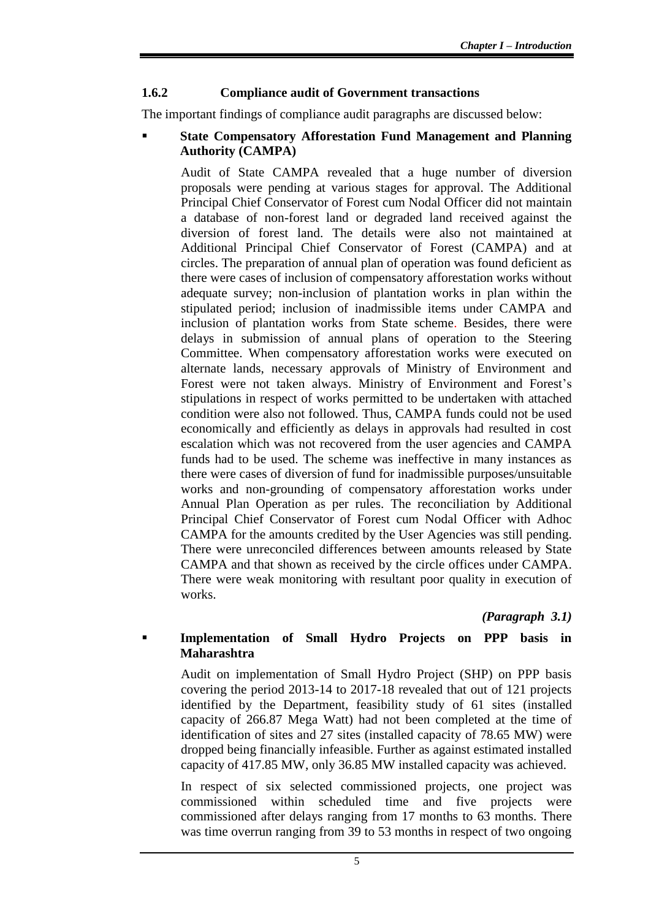### 1.6.2 Compliance audit of Government transactions

The important findings of compliance audit paragraphs are discussed below:

- **State Compensatory Afforestation Fund Management and Planning Authority (CAMPA)**

  Audit of State CAMPA revealed that a huge number of diversion proposals were pending at various stages for approval. The Additional Principal Chief Conservator of Forest cum Nodal Officer did not maintain a database of non-forest land or degraded land received against the diversion of forest land. The details were also not maintained at Additional Principal Chief Conservator of Forest (CAMPA) and at circles. The preparation of annual plan of operation was found deficient as there were cases of inclusion of compensatory afforestation works without adequate survey; non-inclusion of plantation works in plan within the stipulated period; inclusion of inadmissible items under CAMPA and inclusion of plantation works from State scheme. Besides, there were delays in submission of annual plans of operation to the Steering Committee. When compensatory afforestation works were executed on alternate lands, necessary approvals of Ministry of Environment and Forest were not taken always. Ministry of Environment and Forest's stipulations in respect of works permitted to be undertaken with attached condition were also not followed. Thus, CAMPA funds could not be used economically and efficiently as delays in approvals had resulted in cost escalation which was not recovered from the user agencies and CAMPA funds had to be used. The scheme was ineffective in many instances as there were cases of diversion of fund for inadmissible purposes/unsuitable works and non-grounding of compensatory afforestation works under Annual Plan Operation as per rules. The reconciliation by Additional Principal Chief Conservator of Forest cum Nodal Officer with Adhoc CAMPA for the amounts credited by the User Agencies was still pending. There were unreconciled differences between amounts released by State CAMPA and that shown as received by the circle offices under CAMPA. There were weak monitoring with resultant poor quality in execution of works.

  *(Paragraph 3.1)*

- **Implementation of Small Hydro Projects on PPP basis in Maharashtra**

  Audit on implementation of Small Hydro Project (SHP) on PPP basis covering the period 2013-14 to 2017-18 revealed that out of 121 projects identified by the Department, feasibility study of 61 sites (installed capacity of 266.87 Mega Watt) had not been completed at the time of identification of sites and 27 sites (installed capacity of 78.65 MW) were dropped being financially infeasible. Further as against estimated installed capacity of 417.85 MW, only 36.85 MW installed capacity was achieved.

  In respect of six selected commissioned projects, one project was commissioned within scheduled time and five projects were commissioned after delays ranging from 17 months to 63 months. There was time overrun ranging from 39 to 53 months in respect of two ongoing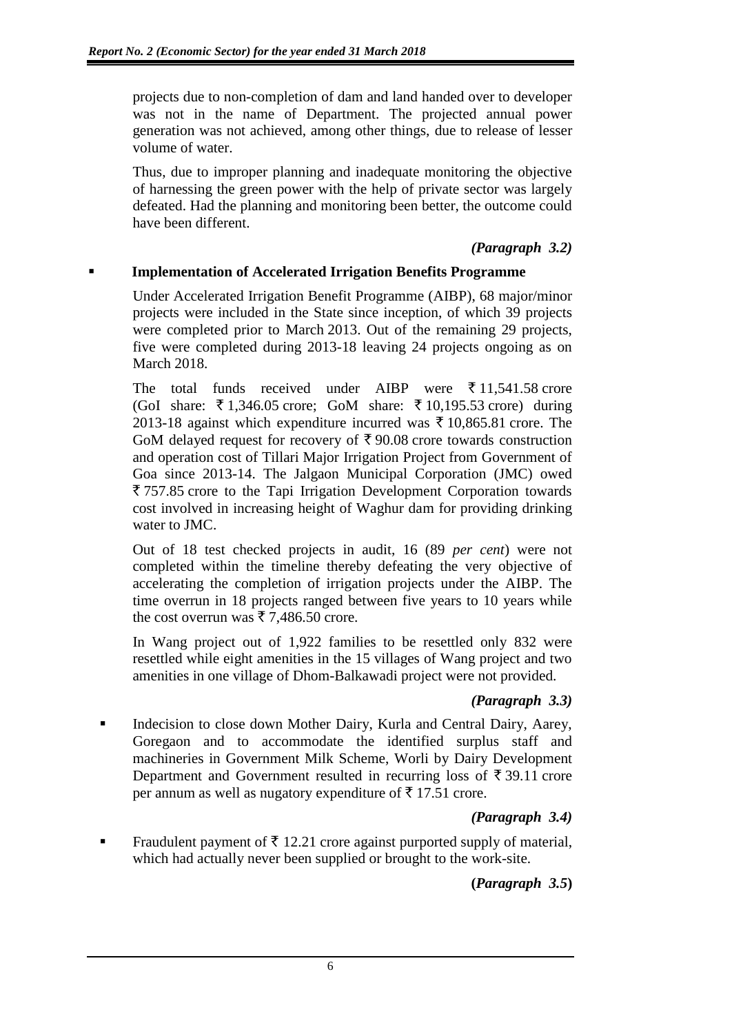projects due to non-completion of dam and land handed over to developer was not in the name of Department. The projected annual power generation was not achieved, among other things, due to release of lesser volume of water.

Thus, due to improper planning and inadequate monitoring the objective of harnessing the green power with the help of private sector was largely defeated. Had the planning and monitoring been better, the outcome could have been different.

*(Paragraph 3.2)*

- **Implementation of Accelerated Irrigation Benefits Programme**

  Under Accelerated Irrigation Benefit Programme (AIBP), 68 major/minor projects were included in the State since inception, of which 39 projects were completed prior to March 2013. Out of the remaining 29 projects, five were completed during 2013-18 leaving 24 projects ongoing as on March 2018.

  The total funds received under AIBP were ₹ 11,541.58 crore (GoI share: ₹ 1,346.05 crore; GoM share: ₹ 10,195.53 crore) during 2013-18 against which expenditure incurred was ₹ 10,865.81 crore. The GoM delayed request for recovery of ₹ 90.08 crore towards construction and operation cost of Tillari Major Irrigation Project from Government of Goa since 2013-14. The Jalgaon Municipal Corporation (JMC) owed ₹ 757.85 crore to the Tapi Irrigation Development Corporation towards cost involved in increasing height of Waghur dam for providing drinking water to JMC.

  Out of 18 test checked projects in audit, 16 (89 *per cent*) were not completed within the timeline thereby defeating the very objective of accelerating the completion of irrigation projects under the AIBP. The time overrun in 18 projects ranged between five years to 10 years while the cost overrun was ₹ 7,486.50 crore.

  In Wang project out of 1,922 families to be resettled only 832 were resettled while eight amenities in the 15 villages of Wang project and two amenities in one village of Dhom-Balkawadi project were not provided.

  *(Paragraph 3.3)*

- Indecision to close down Mother Dairy, Kurla and Central Dairy, Aarey, Goregaon and to accommodate the identified surplus staff and machineries in Government Milk Scheme, Worli by Dairy Development Department and Government resulted in recurring loss of ₹ 39.11 crore per annum as well as nugatory expenditure of ₹ 17.51 crore.

  *(Paragraph 3.4)*

- Fraudulent payment of ₹ 12.21 crore against purported supply of material, which had actually never been supplied or brought to the work-site.

  **(*Paragraph 3.5*)**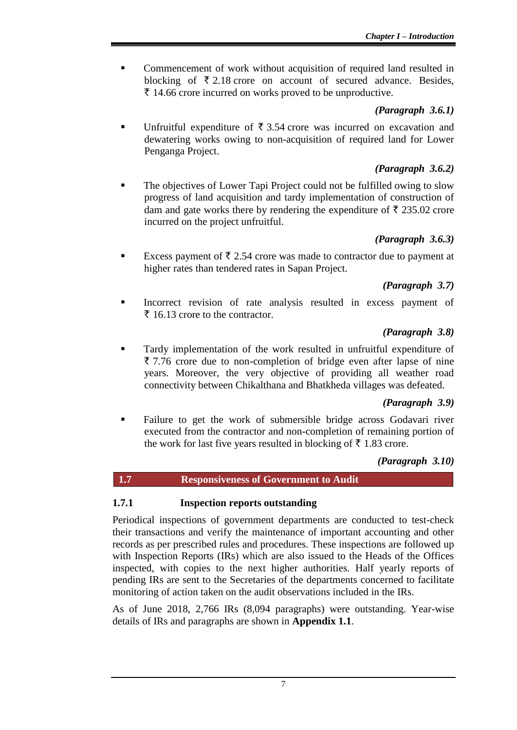- Commencement of work without acquisition of required land resulted in blocking of ₹ 2.18 crore on account of secured advance. Besides, ₹ 14.66 crore incurred on works proved to be unproductive.

*(Paragraph 3.6.1)*

- Unfruitful expenditure of ₹ 3.54 crore was incurred on excavation and dewatering works owing to non-acquisition of required land for Lower Penganga Project.

*(Paragraph 3.6.2)*

- The objectives of Lower Tapi Project could not be fulfilled owing to slow progress of land acquisition and tardy implementation of construction of dam and gate works there by rendering the expenditure of ₹ 235.02 crore incurred on the project unfruitful.

*(Paragraph 3.6.3)*

- Excess payment of ₹ 2.54 crore was made to contractor due to payment at higher rates than tendered rates in Sapan Project.

*(Paragraph 3.7)*

- Incorrect revision of rate analysis resulted in excess payment of ₹ 16.13 crore to the contractor.

*(Paragraph 3.8)*

- Tardy implementation of the work resulted in unfruitful expenditure of ₹ 7.76 crore due to non-completion of bridge even after lapse of nine years. Moreover, the very objective of providing all weather road connectivity between Chikalthana and Bhatkheda villages was defeated.

*(Paragraph 3.9)*

- Failure to get the work of submersible bridge across Godavari river executed from the contractor and non-completion of remaining portion of the work for last five years resulted in blocking of ₹ 1.83 crore.

*(Paragraph 3.10)*

## 1.7 Responsiveness of Government to Audit

### 1.7.1 Inspection reports outstanding

Periodical inspections of government departments are conducted to test-check their transactions and verify the maintenance of important accounting and other records as per prescribed rules and procedures. These inspections are followed up with Inspection Reports (IRs) which are also issued to the Heads of the Offices inspected, with copies to the next higher authorities. Half yearly reports of pending IRs are sent to the Secretaries of the departments concerned to facilitate monitoring of action taken on the audit observations included in the IRs.

As of June 2018, 2,766 IRs (8,094 paragraphs) were outstanding. Year-wise details of IRs and paragraphs are shown in **Appendix 1.1**.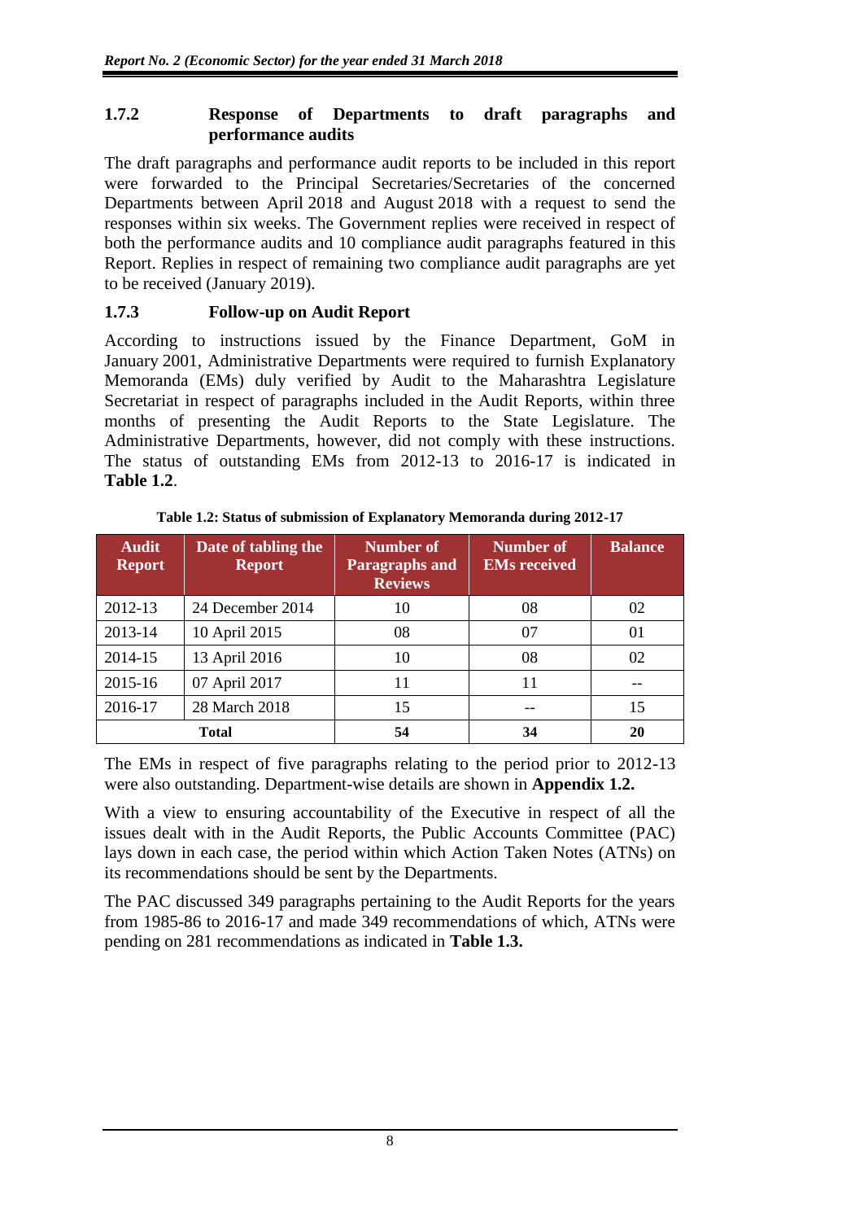### 1.7.2 Response of Departments to draft paragraphs and performance audits

The draft paragraphs and performance audit reports to be included in this report were forwarded to the Principal Secretaries/Secretaries of the concerned Departments between April 2018 and August 2018 with a request to send the responses within six weeks. The Government replies were received in respect of both the performance audits and 10 compliance audit paragraphs featured in this Report. Replies in respect of remaining two compliance audit paragraphs are yet to be received (January 2019).

### 1.7.3 Follow-up on Audit Report

According to instructions issued by the Finance Department, GoM in January 2001, Administrative Departments were required to furnish Explanatory Memoranda (EMs) duly verified by Audit to the Maharashtra Legislature Secretariat in respect of paragraphs included in the Audit Reports, within three months of presenting the Audit Reports to the State Legislature. The Administrative Departments, however, did not comply with these instructions. The status of outstanding EMs from 2012-13 to 2016-17 is indicated in **Table 1.2**.

**Table 1.2: Status of submission of Explanatory Memoranda during 2012-17**

| Audit Report | Date of tabling the Report | Number of Paragraphs and Reviews | Number of EMs received | Balance |
|---|---|---|---|---|
| 2012-13 | 24 December 2014 | 10 | 08 | 02 |
| 2013-14 | 10 April 2015 | 08 | 07 | 01 |
| 2014-15 | 13 April 2016 | 10 | 08 | 02 |
| 2015-16 | 07 April 2017 | 11 | 11 | -- |
| 2016-17 | 28 March 2018 | 15 | -- | 15 |
| **Total** | | **54** | **34** | **20** |

The EMs in respect of five paragraphs relating to the period prior to 2012-13 were also outstanding. Department-wise details are shown in **Appendix 1.2.**

With a view to ensuring accountability of the Executive in respect of all the issues dealt with in the Audit Reports, the Public Accounts Committee (PAC) lays down in each case, the period within which Action Taken Notes (ATNs) on its recommendations should be sent by the Departments.

The PAC discussed 349 paragraphs pertaining to the Audit Reports for the years from 1985-86 to 2016-17 and made 349 recommendations of which, ATNs were pending on 281 recommendations as indicated in **Table 1.3.**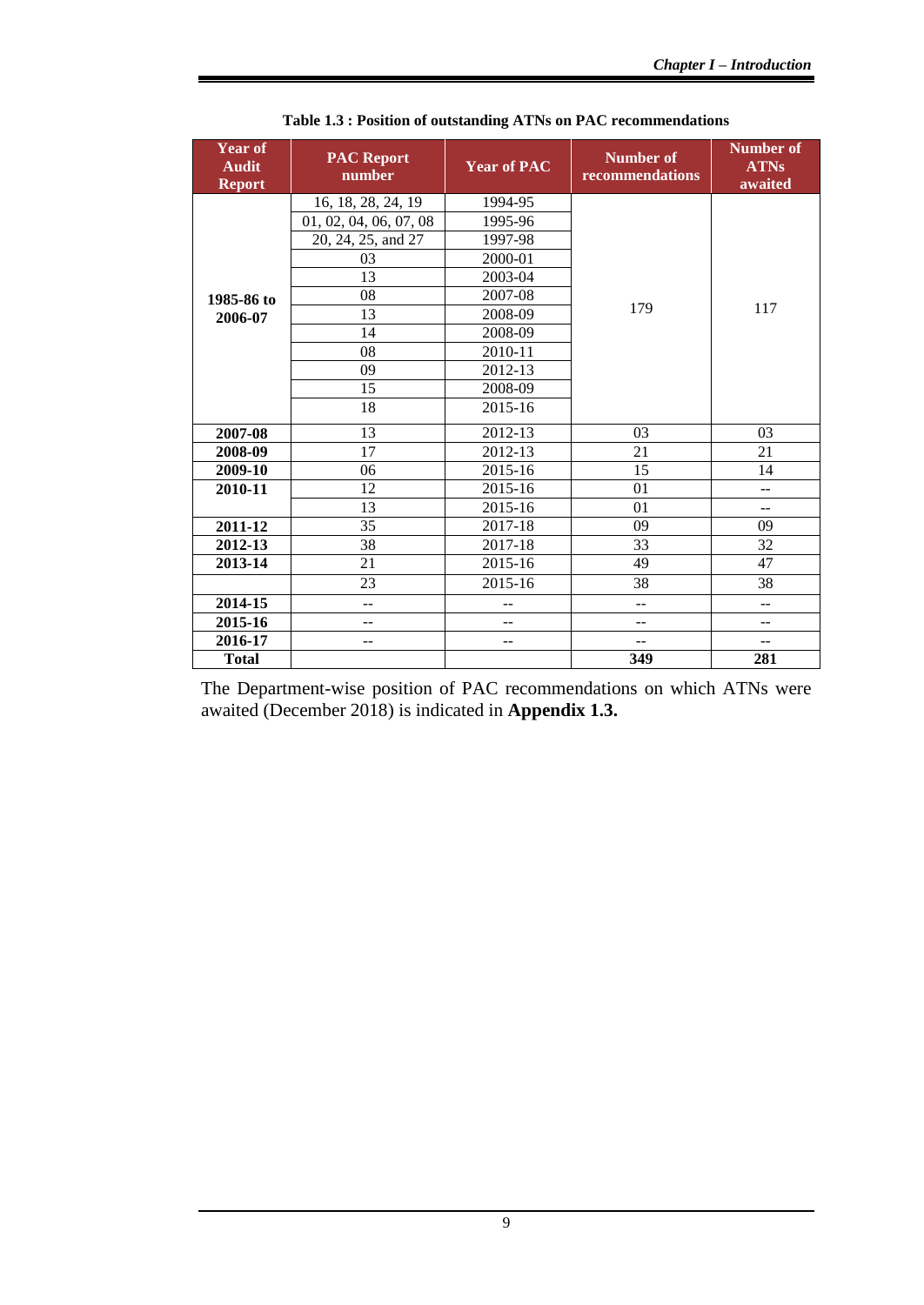**Table 1.3 : Position of outstanding ATNs on PAC recommendations**

| Year of Audit Report | PAC Report number | Year of PAC | Number of recommendations | Number of ATNs awaited |
|---|---|---|---|---|
| 1985-86 to 2006-07 | 16, 18, 28, 24, 19 | 1994-95 | 179 | 117 |
| | 01, 02, 04, 06, 07, 08 | 1995-96 | | |
| | 20, 24, 25, and 27 | 1997-98 | | |
| | 03 | 2000-01 | | |
| | 13 | 2003-04 | | |
| | 08 | 2007-08 | | |
| | 13 | 2008-09 | | |
| | 14 | 2008-09 | | |
| | 08 | 2010-11 | | |
| | 09 | 2012-13 | | |
| | 15 | 2008-09 | | |
| | 18 | 2015-16 | | |
| **2007-08** | 13 | 2012-13 | 03 | 03 |
| **2008-09** | 17 | 2012-13 | 21 | 21 |
| **2009-10** | 06 | 2015-16 | 15 | 14 |
| **2010-11** | 12 | 2015-16 | 01 | -- |
| | 13 | 2015-16 | 01 | -- |
| **2011-12** | 35 | 2017-18 | 09 | 09 |
| **2012-13** | 38 | 2017-18 | 33 | 32 |
| **2013-14** | 21 | 2015-16 | 49 | 47 |
| | 23 | 2015-16 | 38 | 38 |
| **2014-15** | -- | -- | -- | -- |
| **2015-16** | -- | -- | -- | -- |
| **2016-17** | -- | -- | -- | -- |
| **Total** | | | **349** | **281** |

The Department-wise position of PAC recommendations on which ATNs were awaited (December 2018) is indicated in **Appendix 1.3.**